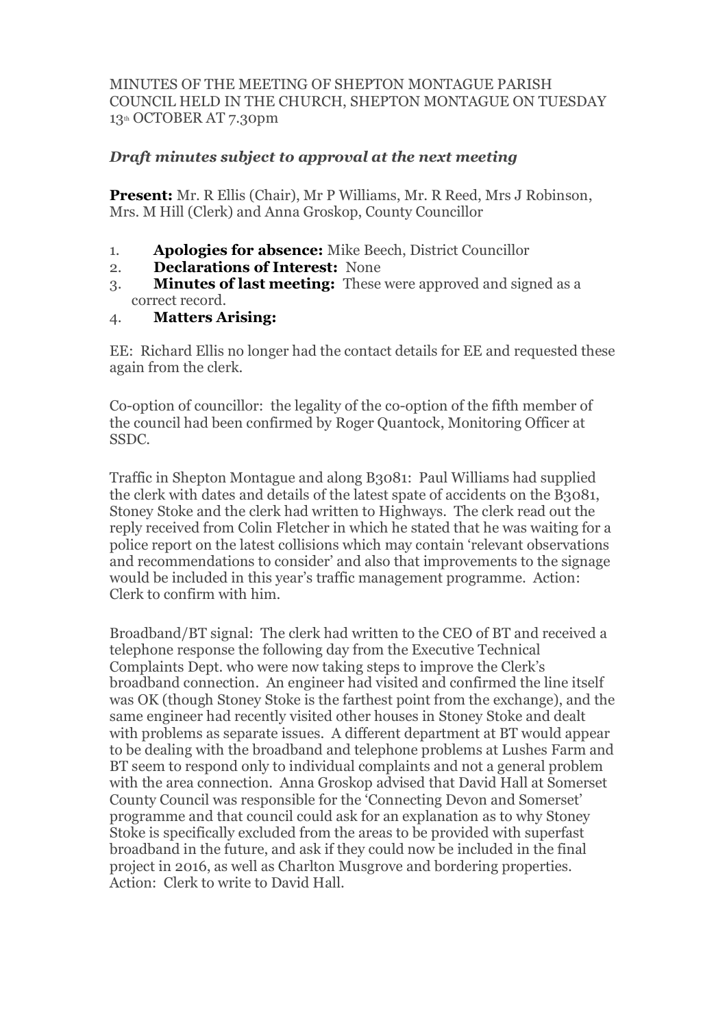MINUTES OF THE MEETING OF SHEPTON MONTAGUE PARISH COUNCIL HELD IN THE CHURCH, SHEPTON MONTAGUE ON TUESDAY 13th OCTOBER AT 7.30pm

## *Draft minutes subject to approval at the next meeting*

**Present:** Mr. R Ellis (Chair), Mr P Williams, Mr. R Reed, Mrs J Robinson, Mrs. M Hill (Clerk) and Anna Groskop, County Councillor

1. **Apologies for absence:** Mike Beech, District Councillor
2. **Declarations of Interest:** None
3. **Minutes of last meeting:** These were approved and signed as a correct record.
4. **Matters Arising:**

EE: Richard Ellis no longer had the contact details for EE and requested these again from the clerk.

Co-option of councillor: the legality of the co-option of the fifth member of the council had been confirmed by Roger Quantock, Monitoring Officer at SSDC.

Traffic in Shepton Montague and along B3081: Paul Williams had supplied the clerk with dates and details of the latest spate of accidents on the B3081, Stoney Stoke and the clerk had written to Highways. The clerk read out the reply received from Colin Fletcher in which he stated that he was waiting for a police report on the latest collisions which may contain 'relevant observations and recommendations to consider' and also that improvements to the signage would be included in this year's traffic management programme. Action: Clerk to confirm with him.

Broadband/BT signal: The clerk had written to the CEO of BT and received a telephone response the following day from the Executive Technical Complaints Dept. who were now taking steps to improve the Clerk's broadband connection. An engineer had visited and confirmed the line itself was OK (though Stoney Stoke is the farthest point from the exchange), and the same engineer had recently visited other houses in Stoney Stoke and dealt with problems as separate issues. A different department at BT would appear to be dealing with the broadband and telephone problems at Lushes Farm and BT seem to respond only to individual complaints and not a general problem with the area connection. Anna Groskop advised that David Hall at Somerset County Council was responsible for the 'Connecting Devon and Somerset' programme and that council could ask for an explanation as to why Stoney Stoke is specifically excluded from the areas to be provided with superfast broadband in the future, and ask if they could now be included in the final project in 2016, as well as Charlton Musgrove and bordering properties. Action: Clerk to write to David Hall.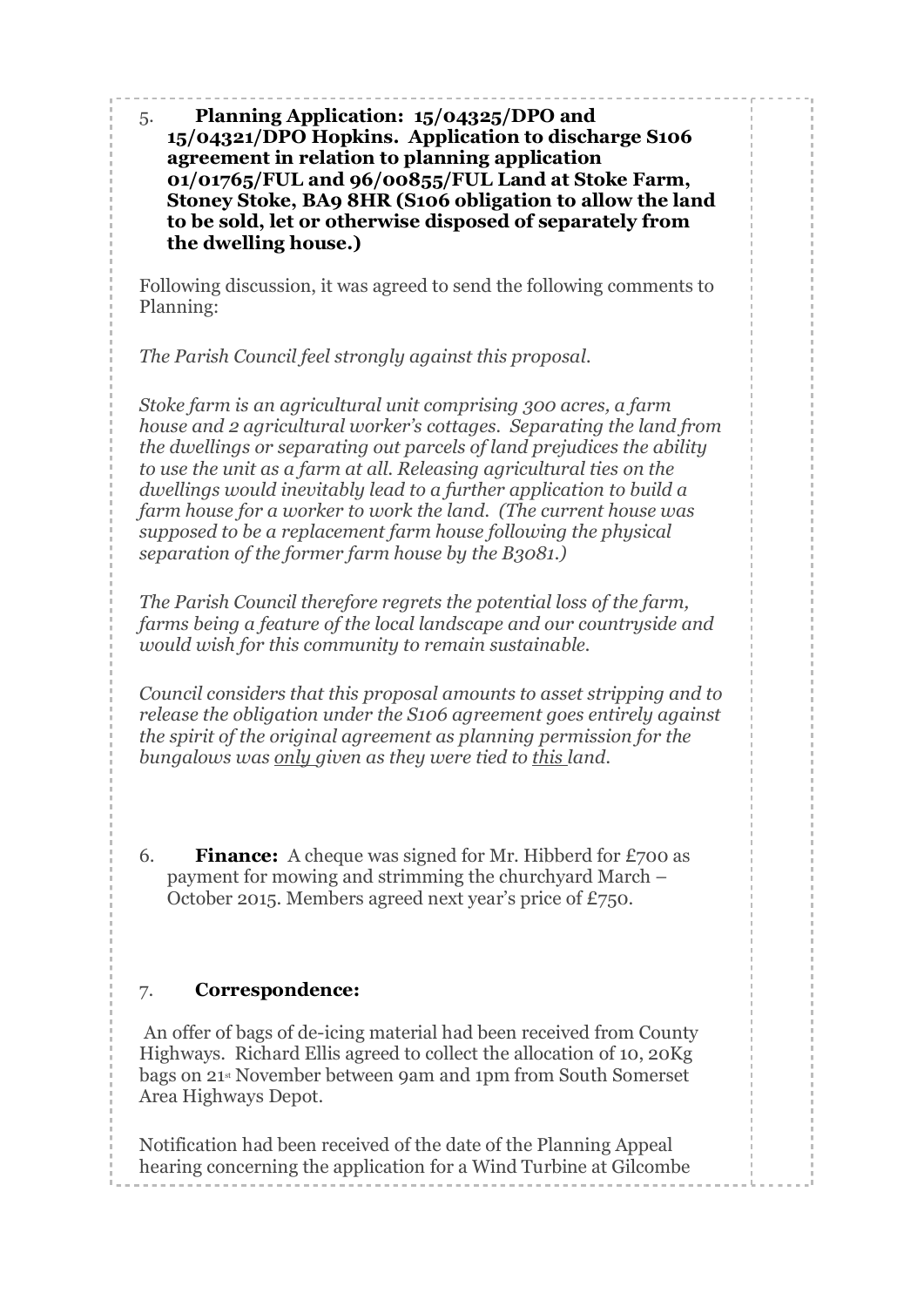5. **Planning Application: 15/04325/DPO and 15/04321/DPO Hopkins. Application to discharge S106 agreement in relation to planning application 01/01765/FUL and 96/00855/FUL Land at Stoke Farm, Stoney Stoke, BA9 8HR (S106 obligation to allow the land to be sold, let or otherwise disposed of separately from the dwelling house.)**

Following discussion, it was agreed to send the following comments to Planning:

*The Parish Council feel strongly against this proposal.*

*Stoke farm is an agricultural unit comprising 300 acres, a farm house and 2 agricultural worker's cottages. Separating the land from the dwellings or separating out parcels of land prejudices the ability to use the unit as a farm at all. Releasing agricultural ties on the dwellings would inevitably lead to a further application to build a farm house for a worker to work the land. (The current house was supposed to be a replacement farm house following the physical separation of the former farm house by the B3081.)*

*The Parish Council therefore regrets the potential loss of the farm, farms being a feature of the local landscape and our countryside and would wish for this community to remain sustainable.*

*Council considers that this proposal amounts to asset stripping and to release the obligation under the S106 agreement goes entirely against the spirit of the original agreement as planning permission for the bungalows was <u>only</u> given as they were tied to <u>this</u> land.*

6. **Finance:** A cheque was signed for Mr. Hibberd for £700 as payment for mowing and strimming the churchyard March – October 2015. Members agreed next year's price of £750.

7. **Correspondence:**

An offer of bags of de-icing material had been received from County Highways. Richard Ellis agreed to collect the allocation of 10, 20Kg bags on 21st November between 9am and 1pm from South Somerset Area Highways Depot.

Notification had been received of the date of the Planning Appeal hearing concerning the application for a Wind Turbine at Gilcombe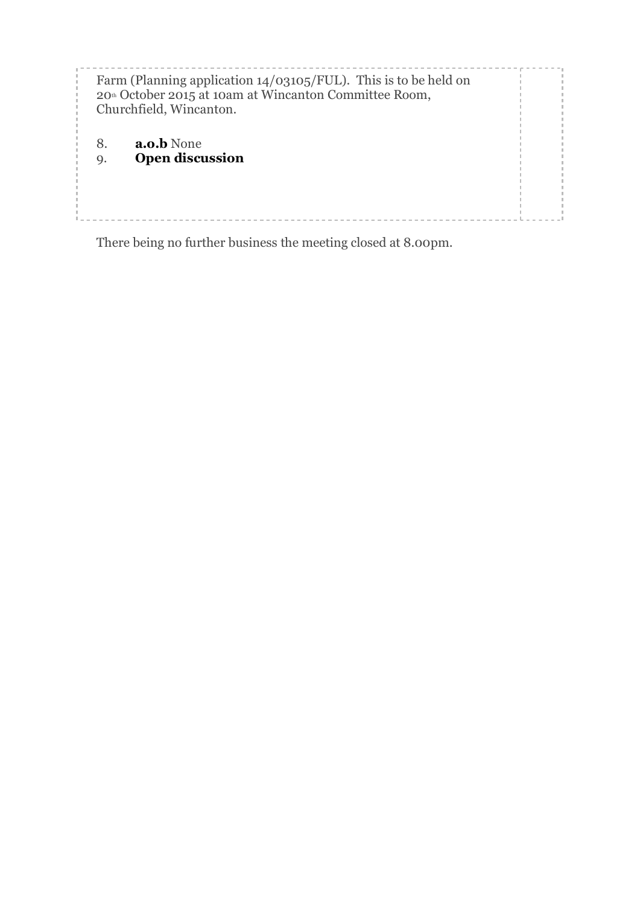Farm (Planning application 14/03105/FUL). This is to be held on 20th October 2015 at 10am at Wincanton Committee Room, Churchfield, Wincanton.

8. **a.o.b** None
9. **Open discussion**

There being no further business the meeting closed at 8.00pm.